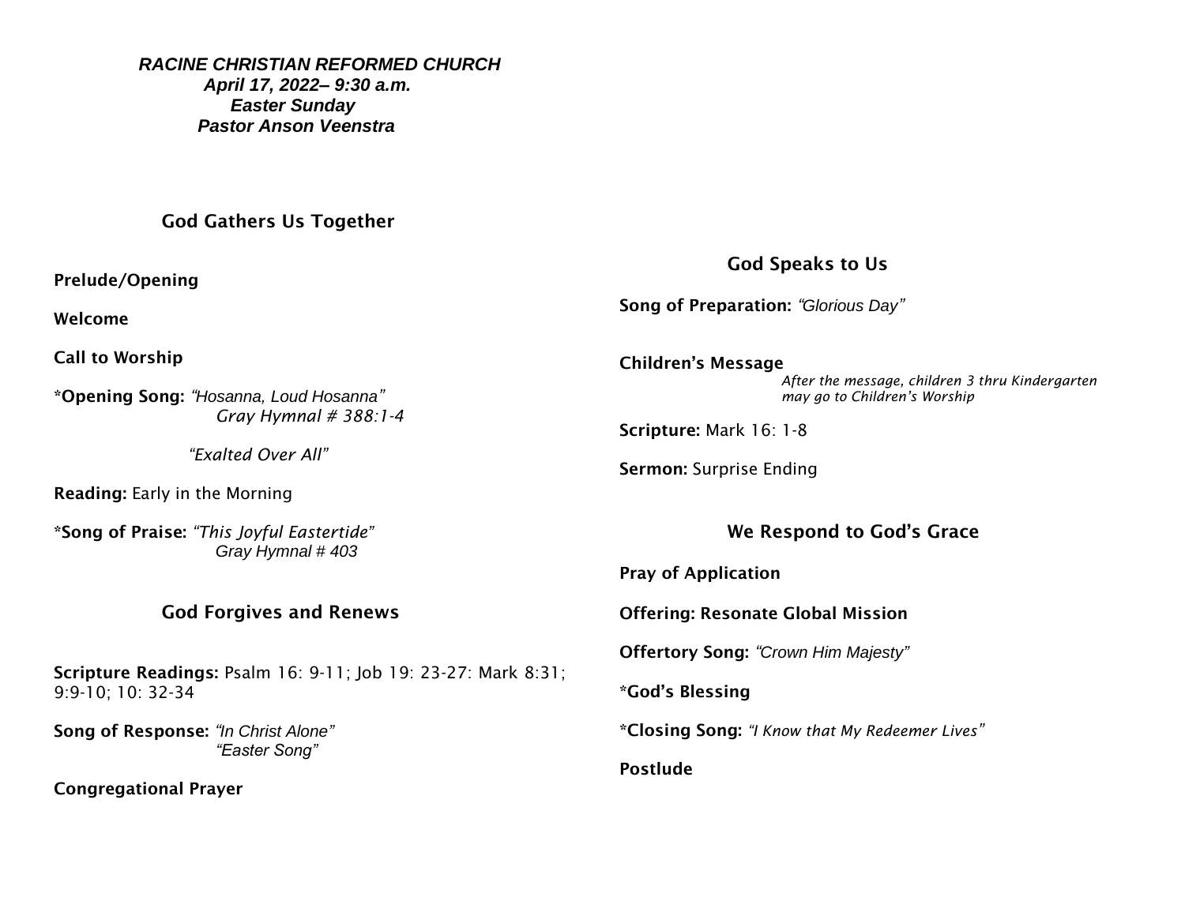***RACINE CHRISTIAN REFORMED CHURCH***
***April 17, 2022– 9:30 a.m.***
***Easter Sunday***
***Pastor Anson Veenstra***

## God Gathers Us Together

**Prelude/Opening**

**Welcome**

**Call to Worship**

**\*Opening Song:** *“Hosanna, Loud Hosanna”*
*Gray Hymnal # 388:1-4*

*“Exalted Over All”*

**Reading:** Early in the Morning

**\*Song of Praise:** *“This Joyful Eastertide”*
*Gray Hymnal # 403*

## God Forgives and Renews

**Scripture Readings:** Psalm 16: 9-11; Job 19: 23-27: Mark 8:31; 9:9-10; 10: 32-34

**Song of Response:** *“In Christ Alone”*
*“Easter Song”*

**Congregational Prayer**

## God Speaks to Us

**Song of Preparation:** *“Glorious Day”*

**Children’s Message**
*After the message, children 3 thru Kindergarten may go to Children’s Worship*

**Scripture:** Mark 16: 1-8

**Sermon:** Surprise Ending

## We Respond to God’s Grace

**Pray of Application**

**Offering: Resonate Global Mission**

**Offertory Song:** *“Crown Him Majesty”*

**\*God’s Blessing**

**\*Closing Song:** *“I Know that My Redeemer Lives”*

**Postlude**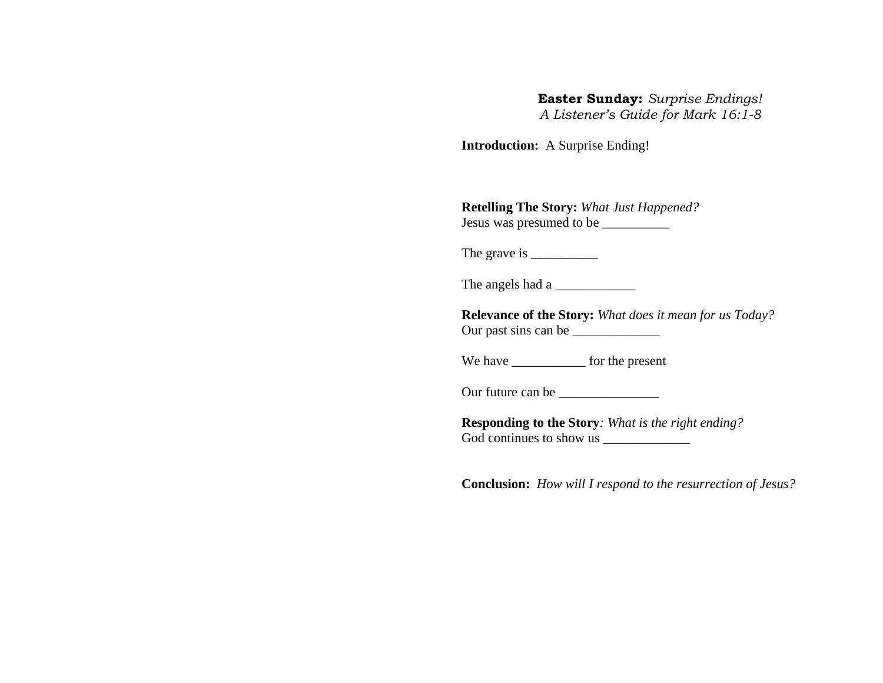**Easter Sunday:** *Surprise Endings!*
*A Listener's Guide for Mark 16:1-8*

**Introduction:** A Surprise Ending!

**Retelling The Story:** *What Just Happened?*
Jesus was presumed to be __________

The grave is __________

The angels had a ____________

**Relevance of the Story:** *What does it mean for us Today?*
Our past sins can be _____________

We have ___________ for the present

Our future can be _______________

**Responding to the Story***: What is the right ending?*
God continues to show us _____________

**Conclusion:** *How will I respond to the resurrection of Jesus?*